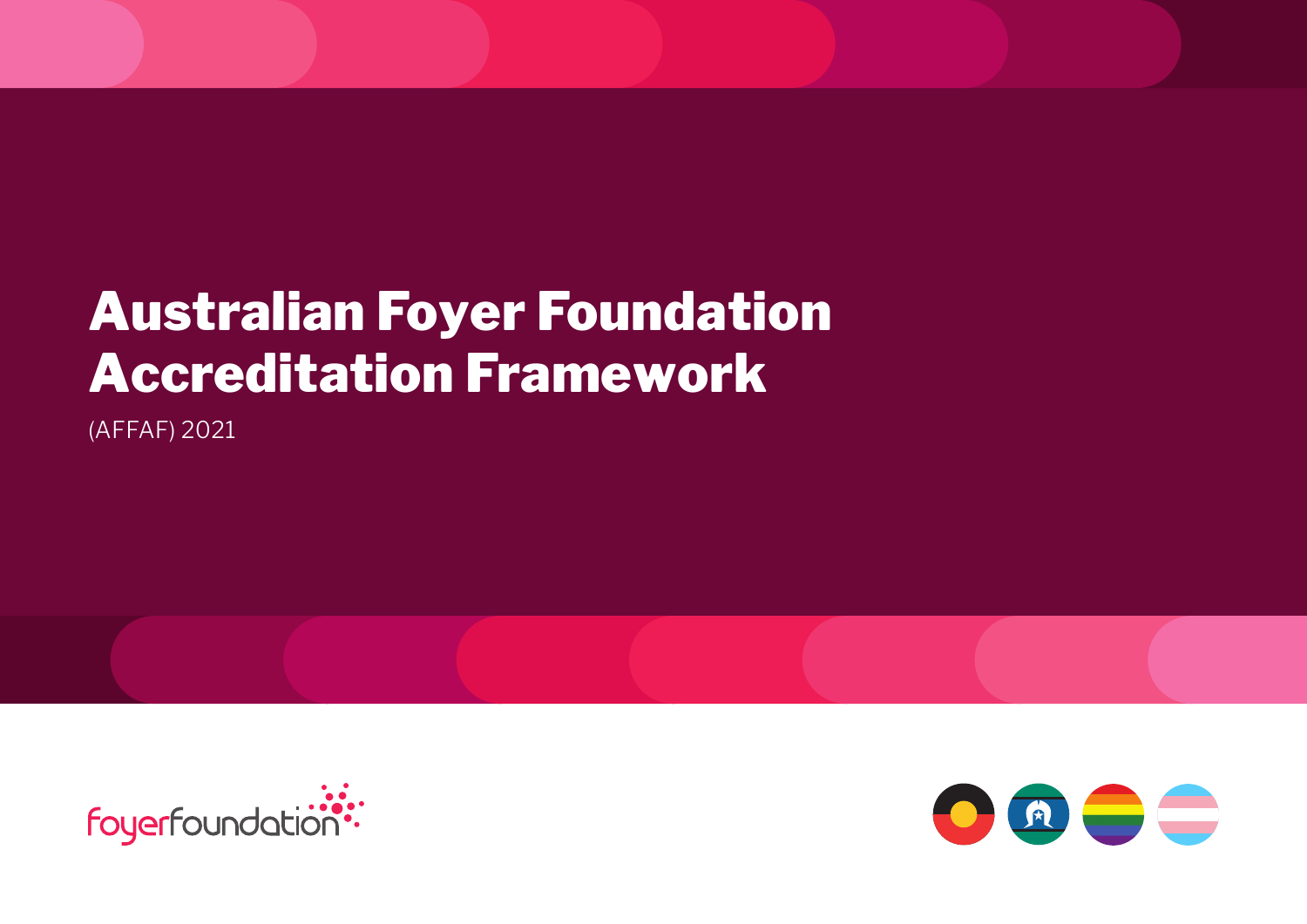# Australian Foyer Foundation Accreditation Framework

(AFFAF) 2021

foyerfoundation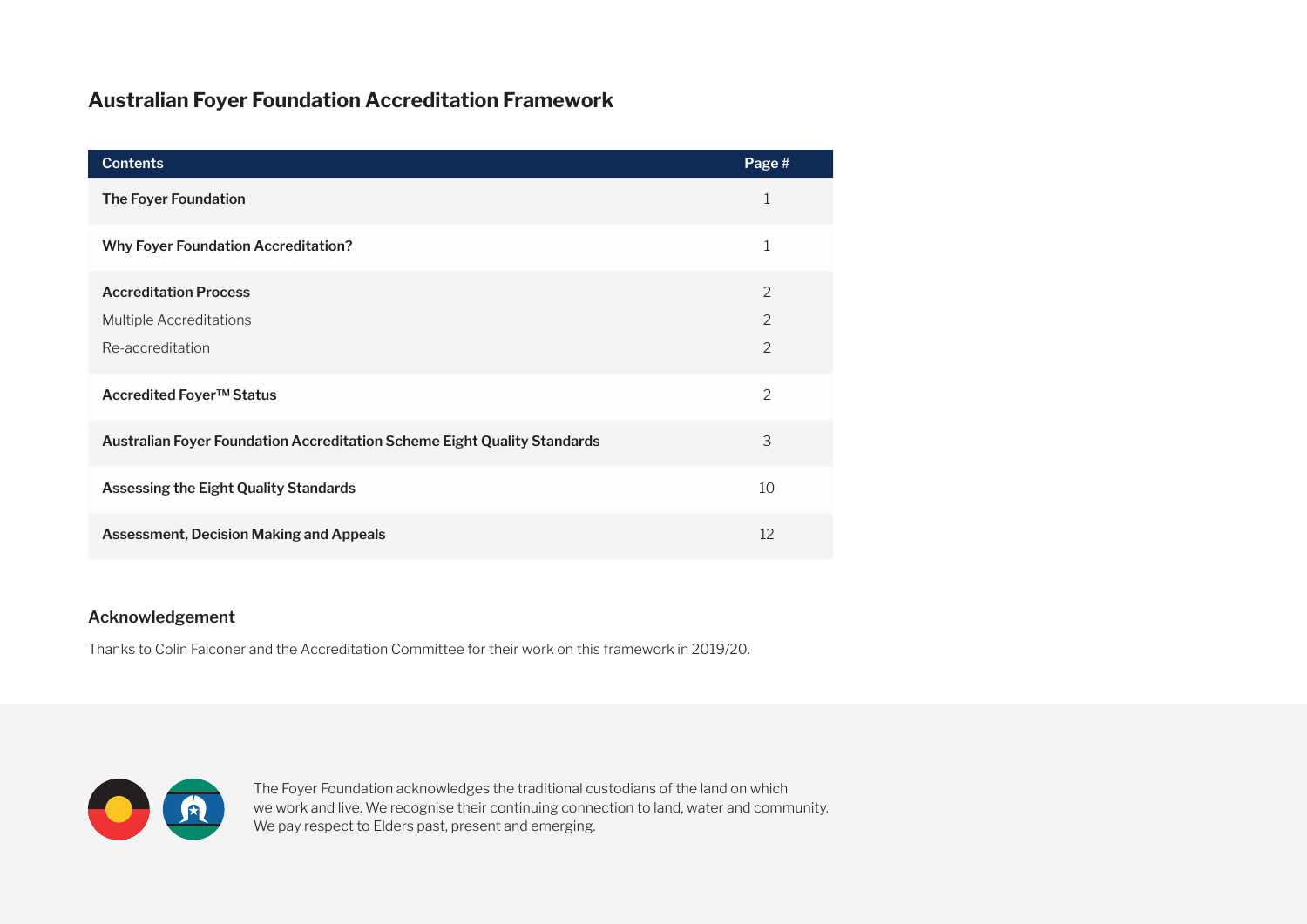# Australian Foyer Foundation Accreditation Framework

| Contents | Page # |
| --- | --- |
| **The Foyer Foundation** | 1 |
| **Why Foyer Foundation Accreditation?** | 1 |
| **Accreditation Process** | 2 |
| Multiple Accreditations | 2 |
| Re-accreditation | 2 |
| **Accredited Foyer™ Status** | 2 |
| **Australian Foyer Foundation Accreditation Scheme Eight Quality Standards** | 3 |
| **Assessing the Eight Quality Standards** | 10 |
| **Assessment, Decision Making and Appeals** | 12 |

## Acknowledgement

Thanks to Colin Falconer and the Accreditation Committee for their work on this framework in 2019/20.

The Foyer Foundation acknowledges the traditional custodians of the land on which we work and live. We recognise their continuing connection to land, water and community. We pay respect to Elders past, present and emerging.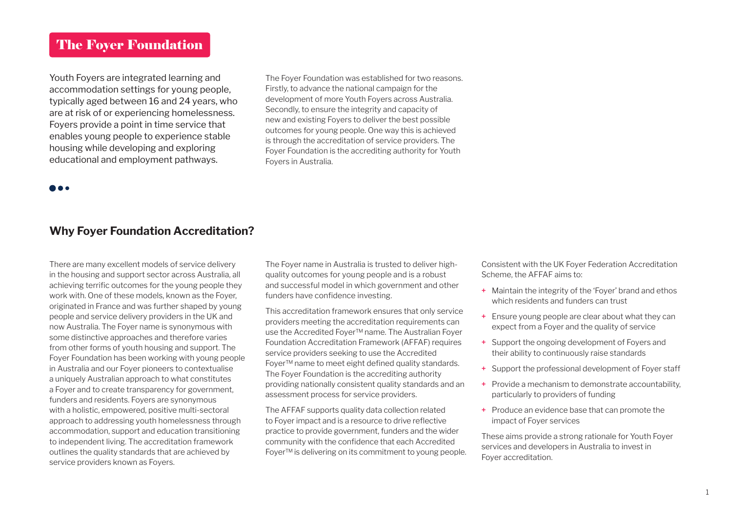# The Foyer Foundation

Youth Foyers are integrated learning and accommodation settings for young people, typically aged between 16 and 24 years, who are at risk of or experiencing homelessness. Foyers provide a point in time service that enables young people to experience stable housing while developing and exploring educational and employment pathways.

The Foyer Foundation was established for two reasons. Firstly, to advance the national campaign for the development of more Youth Foyers across Australia. Secondly, to ensure the integrity and capacity of new and existing Foyers to deliver the best possible outcomes for young people. One way this is achieved is through the accreditation of service providers. The Foyer Foundation is the accrediting authority for Youth Foyers in Australia.

## Why Foyer Foundation Accreditation?

There are many excellent models of service delivery in the housing and support sector across Australia, all achieving terrific outcomes for the young people they work with. One of these models, known as the Foyer, originated in France and was further shaped by young people and service delivery providers in the UK and now Australia. The Foyer name is synonymous with some distinctive approaches and therefore varies from other forms of youth housing and support. The Foyer Foundation has been working with young people in Australia and our Foyer pioneers to contextualise a uniquely Australian approach to what constitutes a Foyer and to create transparency for government, funders and residents. Foyers are synonymous with a holistic, empowered, positive multi-sectoral approach to addressing youth homelessness through accommodation, support and education transitioning to independent living. The accreditation framework outlines the quality standards that are achieved by service providers known as Foyers.

The Foyer name in Australia is trusted to deliver high-quality outcomes for young people and is a robust and successful model in which government and other funders have confidence investing.

This accreditation framework ensures that only service providers meeting the accreditation requirements can use the Accredited Foyer™ name. The Australian Foyer Foundation Accreditation Framework (AFFAF) requires service providers seeking to use the Accredited Foyer™ name to meet eight defined quality standards. The Foyer Foundation is the accrediting authority providing nationally consistent quality standards and an assessment process for service providers.

The AFFAF supports quality data collection related to Foyer impact and is a resource to drive reflective practice to provide government, funders and the wider community with the confidence that each Accredited Foyer™ is delivering on its commitment to young people.

Consistent with the UK Foyer Federation Accreditation Scheme, the AFFAF aims to:

- Maintain the integrity of the 'Foyer' brand and ethos which residents and funders can trust
- Ensure young people are clear about what they can expect from a Foyer and the quality of service
- Support the ongoing development of Foyers and their ability to continuously raise standards
- Support the professional development of Foyer staff
- Provide a mechanism to demonstrate accountability, particularly to providers of funding
- Produce an evidence base that can promote the impact of Foyer services

These aims provide a strong rationale for Youth Foyer services and developers in Australia to invest in Foyer accreditation.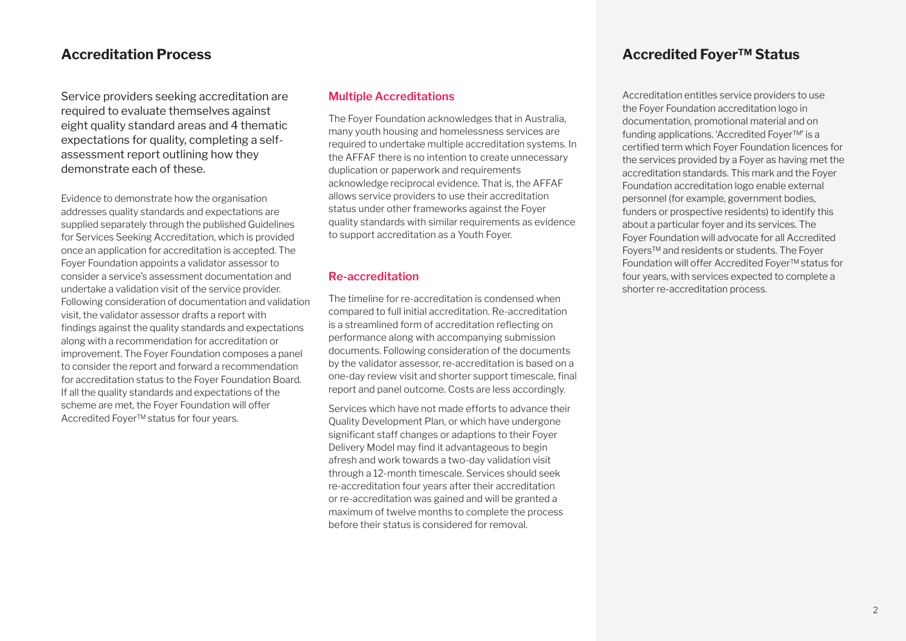## Accreditation Process

Service providers seeking accreditation are required to evaluate themselves against eight quality standard areas and 4 thematic expectations for quality, completing a self-assessment report outlining how they demonstrate each of these.

Evidence to demonstrate how the organisation addresses quality standards and expectations are supplied separately through the published Guidelines for Services Seeking Accreditation, which is provided once an application for accreditation is accepted. The Foyer Foundation appoints a validator assessor to consider a service's assessment documentation and undertake a validation visit of the service provider. Following consideration of documentation and validation visit, the validator assessor drafts a report with findings against the quality standards and expectations along with a recommendation for accreditation or improvement. The Foyer Foundation composes a panel to consider the report and forward a recommendation for accreditation status to the Foyer Foundation Board. If all the quality standards and expectations of the scheme are met, the Foyer Foundation will offer Accredited Foyer™ status for four years.

### Multiple Accreditations

The Foyer Foundation acknowledges that in Australia, many youth housing and homelessness services are required to undertake multiple accreditation systems. In the AFFAF there is no intention to create unnecessary duplication or paperwork and requirements acknowledge reciprocal evidence. That is, the AFFAF allows service providers to use their accreditation status under other frameworks against the Foyer quality standards with similar requirements as evidence to support accreditation as a Youth Foyer.

### Re-accreditation

The timeline for re-accreditation is condensed when compared to full initial accreditation. Re-accreditation is a streamlined form of accreditation reflecting on performance along with accompanying submission documents. Following consideration of the documents by the validator assessor, re-accreditation is based on a one-day review visit and shorter support timescale, final report and panel outcome. Costs are less accordingly.

Services which have not made efforts to advance their Quality Development Plan, or which have undergone significant staff changes or adaptions to their Foyer Delivery Model may find it advantageous to begin afresh and work towards a two-day validation visit through a 12-month timescale. Services should seek re-accreditation four years after their accreditation or re-accreditation was gained and will be granted a maximum of twelve months to complete the process before their status is considered for removal.

## Accredited Foyer™ Status

Accreditation entitles service providers to use the Foyer Foundation accreditation logo in documentation, promotional material and on funding applications. 'Accredited Foyer™' is a certified term which Foyer Foundation licences for the services provided by a Foyer as having met the accreditation standards. This mark and the Foyer Foundation accreditation logo enable external personnel (for example, government bodies, funders or prospective residents) to identify this about a particular foyer and its services. The Foyer Foundation will advocate for all Accredited Foyers™ and residents or students. The Foyer Foundation will offer Accredited Foyer™ status for four years, with services expected to complete a shorter re-accreditation process.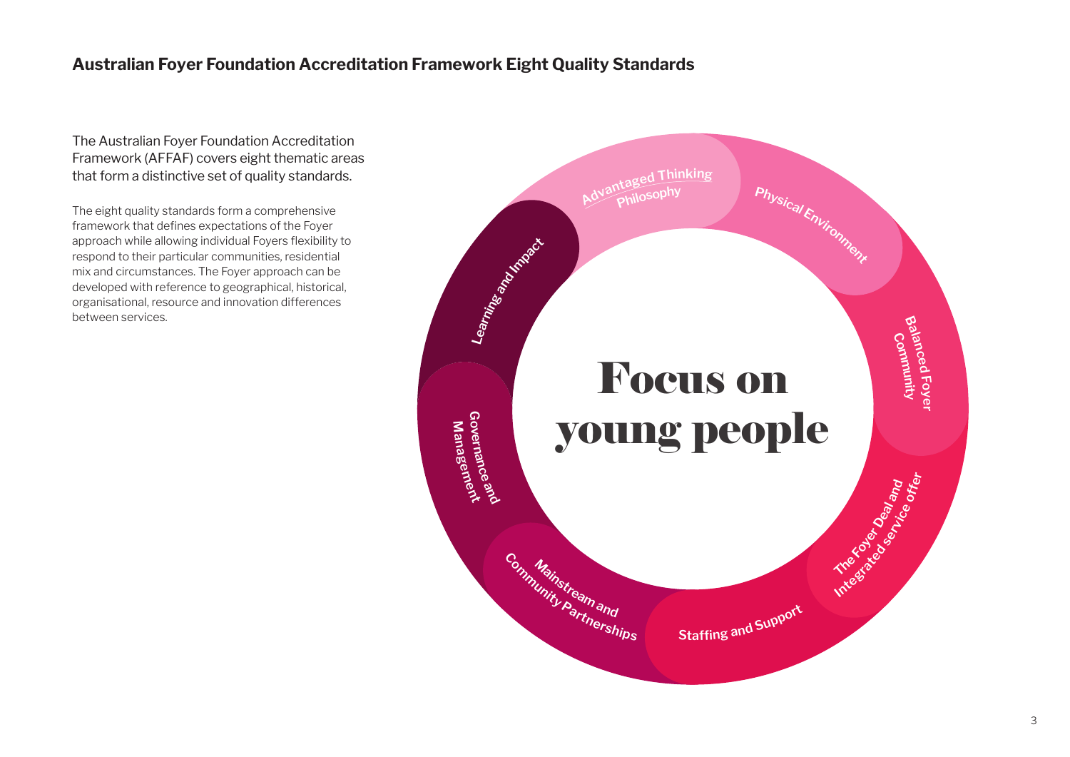## Australian Foyer Foundation Accreditation Framework Eight Quality Standards

The Australian Foyer Foundation Accreditation Framework (AFFAF) covers eight thematic areas that form a distinctive set of quality standards.

The eight quality standards form a comprehensive framework that defines expectations of the Foyer approach while allowing individual Foyers flexibility to respond to their particular communities, residential mix and circumstances. The Foyer approach can be developed with reference to geographical, historical, organisational, resource and innovation differences between services.

**Focus on young people**

- Advantaged Thinking Philosophy
- Physical Environment
- Balanced Foyer Community
- The Foyer Deal and Integrated service offer
- Staffing and Support
- Mainstream and Community Partnerships
- Governance and Management
- Learning and Impact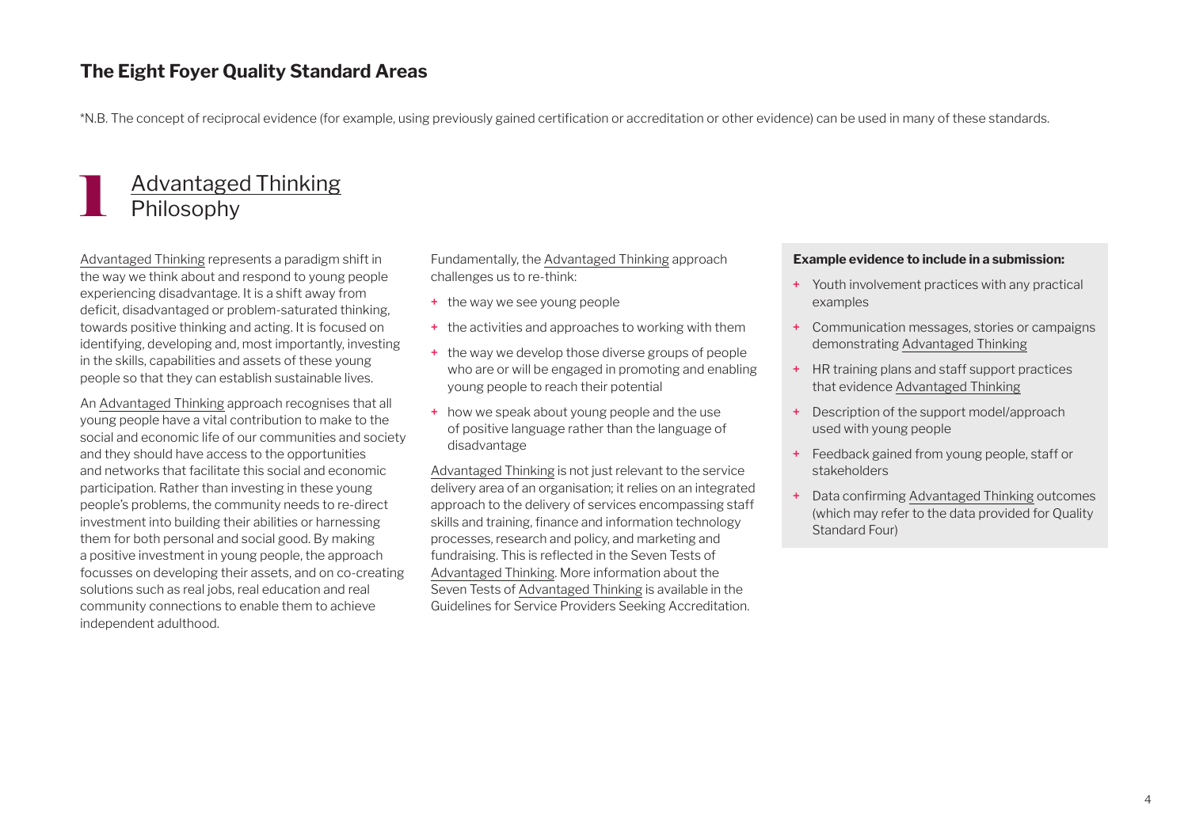## The Eight Foyer Quality Standard Areas

*N.B. The concept of reciprocal evidence (for example, using previously gained certification or accreditation or other evidence) can be used in many of these standards.

# 1 Advantaged Thinking Philosophy

Advantaged Thinking represents a paradigm shift in the way we think about and respond to young people experiencing disadvantage. It is a shift away from deficit, disadvantaged or problem-saturated thinking, towards positive thinking and acting. It is focused on identifying, developing and, most importantly, investing in the skills, capabilities and assets of these young people so that they can establish sustainable lives.

An Advantaged Thinking approach recognises that all young people have a vital contribution to make to the social and economic life of our communities and society and they should have access to the opportunities and networks that facilitate this social and economic participation. Rather than investing in these young people's problems, the community needs to re-direct investment into building their abilities or harnessing them for both personal and social good. By making a positive investment in young people, the approach focusses on developing their assets, and on co-creating solutions such as real jobs, real education and real community connections to enable them to achieve independent adulthood.

Fundamentally, the Advantaged Thinking approach challenges us to re-think:

+ the way we see young people
+ the activities and approaches to working with them
+ the way we develop those diverse groups of people who are or will be engaged in promoting and enabling young people to reach their potential
+ how we speak about young people and the use of positive language rather than the language of disadvantage

Advantaged Thinking is not just relevant to the service delivery area of an organisation; it relies on an integrated approach to the delivery of services encompassing staff skills and training, finance and information technology processes, research and policy, and marketing and fundraising. This is reflected in the Seven Tests of Advantaged Thinking. More information about the Seven Tests of Advantaged Thinking is available in the Guidelines for Service Providers Seeking Accreditation.

**Example evidence to include in a submission:**

+ Youth involvement practices with any practical examples
+ Communication messages, stories or campaigns demonstrating Advantaged Thinking
+ HR training plans and staff support practices that evidence Advantaged Thinking
+ Description of the support model/approach used with young people
+ Feedback gained from young people, staff or stakeholders
+ Data confirming Advantaged Thinking outcomes (which may refer to the data provided for Quality Standard Four)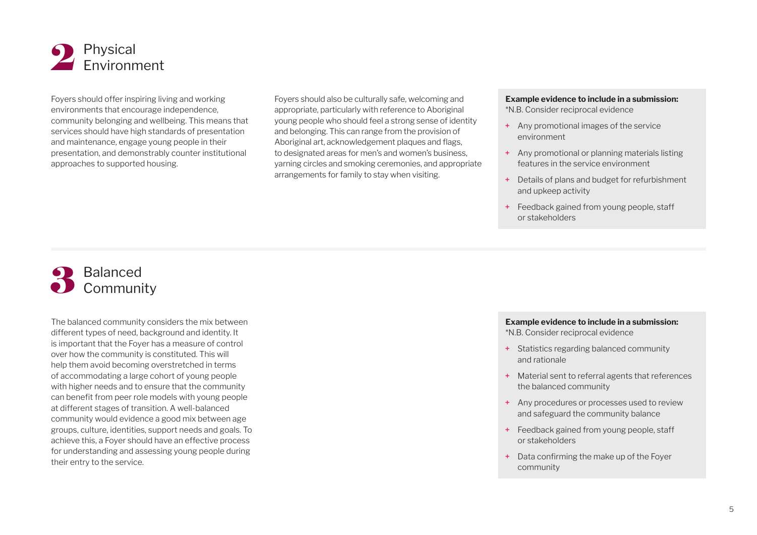## 2 Physical Environment

Foyers should offer inspiring living and working environments that encourage independence, community belonging and wellbeing. This means that services should have high standards of presentation and maintenance, engage young people in their presentation, and demonstrably counter institutional approaches to supported housing.

Foyers should also be culturally safe, welcoming and appropriate, particularly with reference to Aboriginal young people who should feel a strong sense of identity and belonging. This can range from the provision of Aboriginal art, acknowledgement plaques and flags, to designated areas for men's and women's business, yarning circles and smoking ceremonies, and appropriate arrangements for family to stay when visiting.

**Example evidence to include in a submission:**
*N.B. Consider reciprocal evidence

+ Any promotional images of the service environment
+ Any promotional or planning materials listing features in the service environment
+ Details of plans and budget for refurbishment and upkeep activity
+ Feedback gained from young people, staff or stakeholders

## 3 Balanced Community

The balanced community considers the mix between different types of need, background and identity. It is important that the Foyer has a measure of control over how the community is constituted. This will help them avoid becoming overstretched in terms of accommodating a large cohort of young people with higher needs and to ensure that the community can benefit from peer role models with young people at different stages of transition. A well-balanced community would evidence a good mix between age groups, culture, identities, support needs and goals. To achieve this, a Foyer should have an effective process for understanding and assessing young people during their entry to the service.

**Example evidence to include in a submission:**
*N.B. Consider reciprocal evidence

+ Statistics regarding balanced community and rationale
+ Material sent to referral agents that references the balanced community
+ Any procedures or processes used to review and safeguard the community balance
+ Feedback gained from young people, staff or stakeholders
+ Data confirming the make up of the Foyer community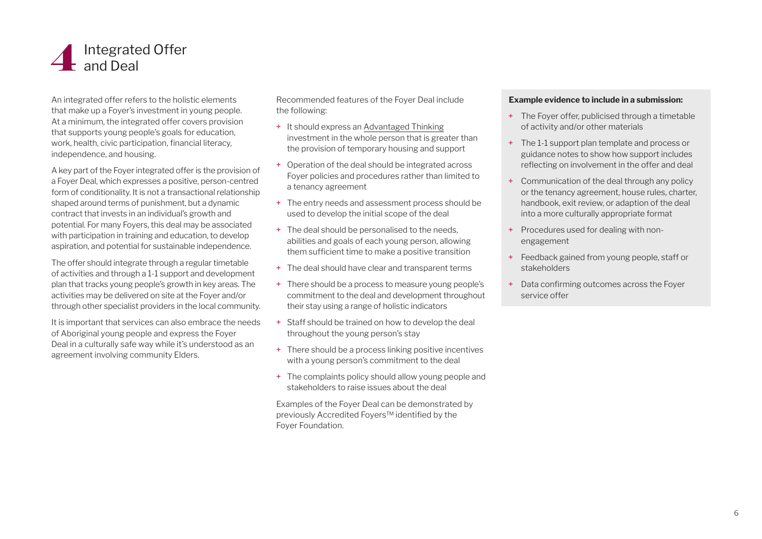# 4 Integrated Offer and Deal

An integrated offer refers to the holistic elements that make up a Foyer's investment in young people. At a minimum, the integrated offer covers provision that supports young people's goals for education, work, health, civic participation, financial literacy, independence, and housing.

A key part of the Foyer integrated offer is the provision of a Foyer Deal, which expresses a positive, person-centred form of conditionality. It is not a transactional relationship shaped around terms of punishment, but a dynamic contract that invests in an individual's growth and potential. For many Foyers, this deal may be associated with participation in training and education, to develop aspiration, and potential for sustainable independence.

The offer should integrate through a regular timetable of activities and through a 1-1 support and development plan that tracks young people's growth in key areas. The activities may be delivered on site at the Foyer and/or through other specialist providers in the local community.

It is important that services can also embrace the needs of Aboriginal young people and express the Foyer Deal in a culturally safe way while it's understood as an agreement involving community Elders.

Recommended features of the Foyer Deal include the following:

- It should express an Advantaged Thinking investment in the whole person that is greater than the provision of temporary housing and support
- Operation of the deal should be integrated across Foyer policies and procedures rather than limited to a tenancy agreement
- The entry needs and assessment process should be used to develop the initial scope of the deal
- The deal should be personalised to the needs, abilities and goals of each young person, allowing them sufficient time to make a positive transition
- The deal should have clear and transparent terms
- There should be a process to measure young people's commitment to the deal and development throughout their stay using a range of holistic indicators
- Staff should be trained on how to develop the deal throughout the young person's stay
- There should be a process linking positive incentives with a young person's commitment to the deal
- The complaints policy should allow young people and stakeholders to raise issues about the deal

Examples of the Foyer Deal can be demonstrated by previously Accredited Foyers™ identified by the Foyer Foundation.

**Example evidence to include in a submission:**

- The Foyer offer, publicised through a timetable of activity and/or other materials
- The 1-1 support plan template and process or guidance notes to show how support includes reflecting on involvement in the offer and deal
- Communication of the deal through any policy or the tenancy agreement, house rules, charter, handbook, exit review, or adaption of the deal into a more culturally appropriate format
- Procedures used for dealing with non-engagement
- Feedback gained from young people, staff or stakeholders
- Data confirming outcomes across the Foyer service offer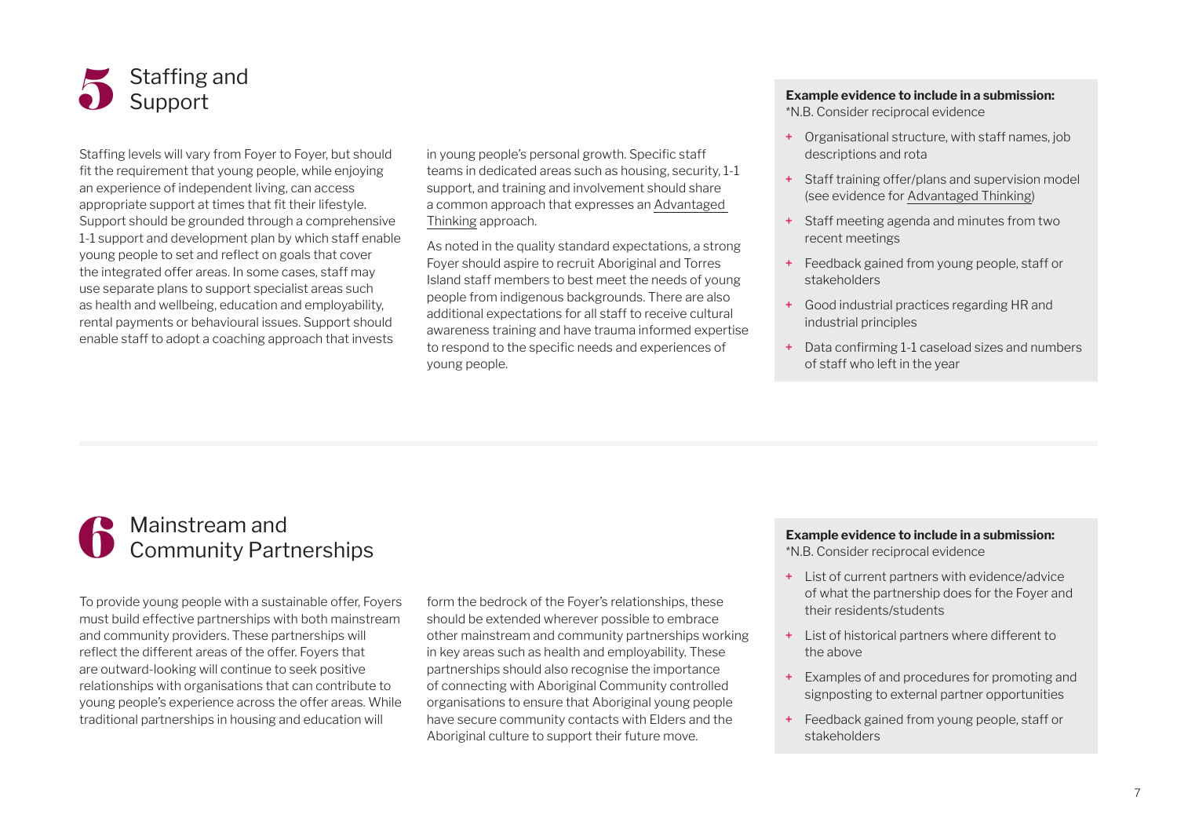## 5 Staffing and Support

Staffing levels will vary from Foyer to Foyer, but should fit the requirement that young people, while enjoying an experience of independent living, can access appropriate support at times that fit their lifestyle. Support should be grounded through a comprehensive 1-1 support and development plan by which staff enable young people to set and reflect on goals that cover the integrated offer areas. In some cases, staff may use separate plans to support specialist areas such as health and wellbeing, education and employability, rental payments or behavioural issues. Support should enable staff to adopt a coaching approach that invests in young people's personal growth. Specific staff teams in dedicated areas such as housing, security, 1-1 support, and training and involvement should share a common approach that expresses an Advantaged Thinking approach.

As noted in the quality standard expectations, a strong Foyer should aspire to recruit Aboriginal and Torres Island staff members to best meet the needs of young people from indigenous backgrounds. There are also additional expectations for all staff to receive cultural awareness training and have trauma informed expertise to respond to the specific needs and experiences of young people.

**Example evidence to include in a submission:**
*N.B. Consider reciprocal evidence

+ Organisational structure, with staff names, job descriptions and rota
+ Staff training offer/plans and supervision model (see evidence for Advantaged Thinking)
+ Staff meeting agenda and minutes from two recent meetings
+ Feedback gained from young people, staff or stakeholders
+ Good industrial practices regarding HR and industrial principles
+ Data confirming 1-1 caseload sizes and numbers of staff who left in the year

## 6 Mainstream and Community Partnerships

To provide young people with a sustainable offer, Foyers must build effective partnerships with both mainstream and community providers. These partnerships will reflect the different areas of the offer. Foyers that are outward-looking will continue to seek positive relationships with organisations that can contribute to young people's experience across the offer areas. While traditional partnerships in housing and education will form the bedrock of the Foyer's relationships, these should be extended wherever possible to embrace other mainstream and community partnerships working in key areas such as health and employability. These partnerships should also recognise the importance of connecting with Aboriginal Community controlled organisations to ensure that Aboriginal young people have secure community contacts with Elders and the Aboriginal culture to support their future move.

**Example evidence to include in a submission:**
*N.B. Consider reciprocal evidence

+ List of current partners with evidence/advice of what the partnership does for the Foyer and their residents/students
+ List of historical partners where different to the above
+ Examples of and procedures for promoting and signposting to external partner opportunities
+ Feedback gained from young people, staff or stakeholders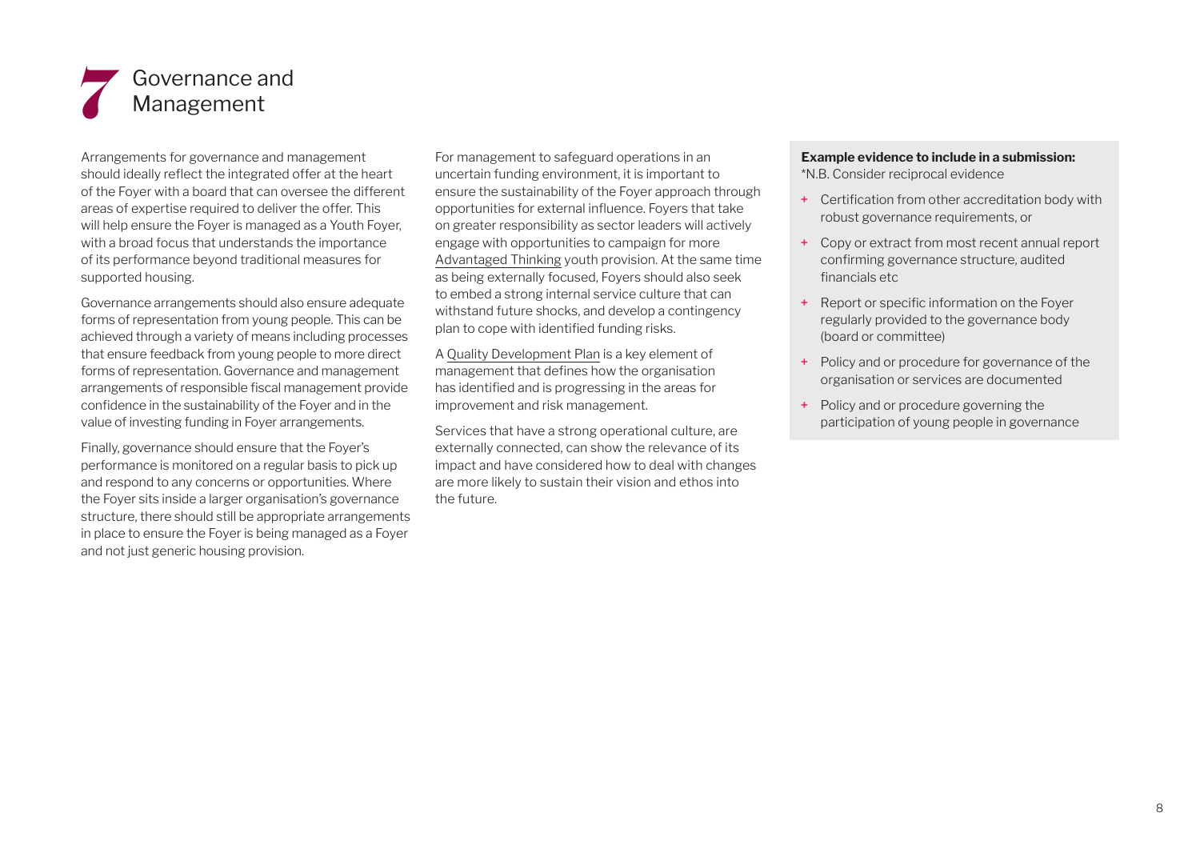# 7 Governance and Management

Arrangements for governance and management should ideally reflect the integrated offer at the heart of the Foyer with a board that can oversee the different areas of expertise required to deliver the offer. This will help ensure the Foyer is managed as a Youth Foyer, with a broad focus that understands the importance of its performance beyond traditional measures for supported housing.

Governance arrangements should also ensure adequate forms of representation from young people. This can be achieved through a variety of means including processes that ensure feedback from young people to more direct forms of representation. Governance and management arrangements of responsible fiscal management provide confidence in the sustainability of the Foyer and in the value of investing funding in Foyer arrangements.

Finally, governance should ensure that the Foyer's performance is monitored on a regular basis to pick up and respond to any concerns or opportunities. Where the Foyer sits inside a larger organisation's governance structure, there should still be appropriate arrangements in place to ensure the Foyer is being managed as a Foyer and not just generic housing provision.

For management to safeguard operations in an uncertain funding environment, it is important to ensure the sustainability of the Foyer approach through opportunities for external influence. Foyers that take on greater responsibility as sector leaders will actively engage with opportunities to campaign for more Advantaged Thinking youth provision. At the same time as being externally focused, Foyers should also seek to embed a strong internal service culture that can withstand future shocks, and develop a contingency plan to cope with identified funding risks.

A Quality Development Plan is a key element of management that defines how the organisation has identified and is progressing in the areas for improvement and risk management.

Services that have a strong operational culture, are externally connected, can show the relevance of its impact and have considered how to deal with changes are more likely to sustain their vision and ethos into the future.

**Example evidence to include in a submission:**
*N.B. Consider reciprocal evidence

- Certification from other accreditation body with robust governance requirements, or
- Copy or extract from most recent annual report confirming governance structure, audited financials etc
- Report or specific information on the Foyer regularly provided to the governance body (board or committee)
- Policy and or procedure for governance of the organisation or services are documented
- Policy and or procedure governing the participation of young people in governance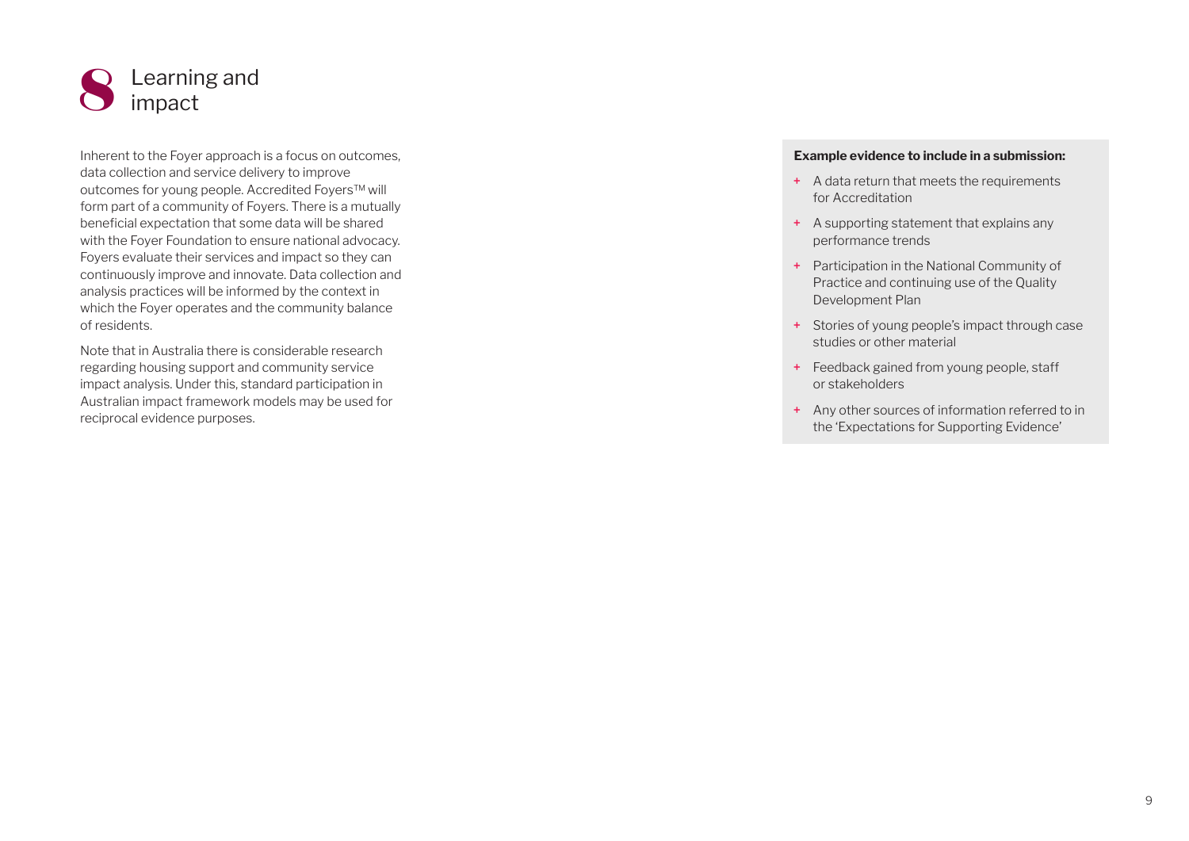# 8 Learning and impact

Inherent to the Foyer approach is a focus on outcomes, data collection and service delivery to improve outcomes for young people. Accredited Foyers™ will form part of a community of Foyers. There is a mutually beneficial expectation that some data will be shared with the Foyer Foundation to ensure national advocacy. Foyers evaluate their services and impact so they can continuously improve and innovate. Data collection and analysis practices will be informed by the context in which the Foyer operates and the community balance of residents.

Note that in Australia there is considerable research regarding housing support and community service impact analysis. Under this, standard participation in Australian impact framework models may be used for reciprocal evidence purposes.

**Example evidence to include in a submission:**

+ A data return that meets the requirements for Accreditation
+ A supporting statement that explains any performance trends
+ Participation in the National Community of Practice and continuing use of the Quality Development Plan
+ Stories of young people's impact through case studies or other material
+ Feedback gained from young people, staff or stakeholders
+ Any other sources of information referred to in the 'Expectations for Supporting Evidence'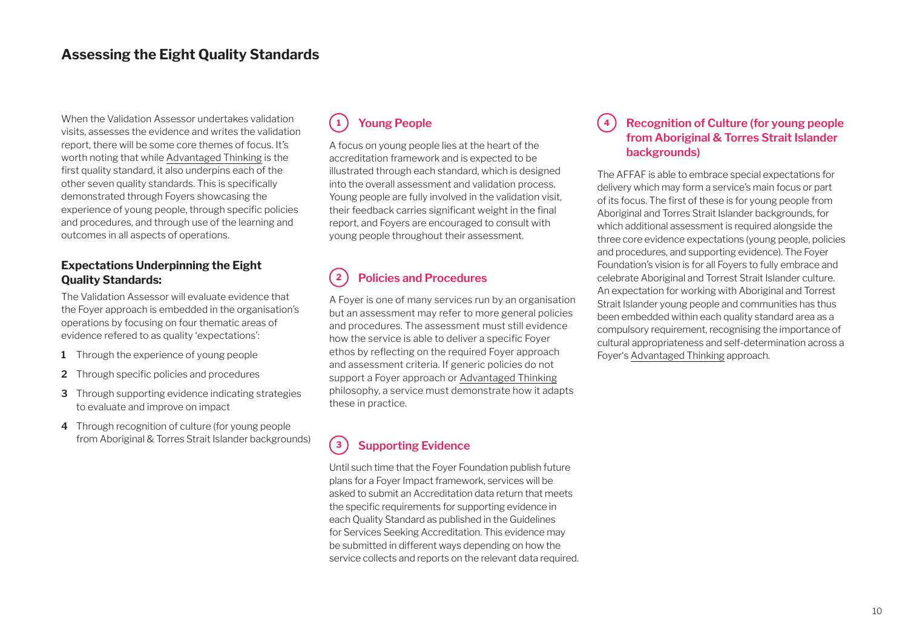## Assessing the Eight Quality Standards

When the Validation Assessor undertakes validation visits, assesses the evidence and writes the validation report, there will be some core themes of focus. It's worth noting that while Advantaged Thinking is the first quality standard, it also underpins each of the other seven quality standards. This is specifically demonstrated through Foyers showcasing the experience of young people, through specific policies and procedures, and through use of the learning and outcomes in all aspects of operations.

### Expectations Underpinning the Eight Quality Standards:

The Validation Assessor will evaluate evidence that the Foyer approach is embedded in the organisation's operations by focusing on four thematic areas of evidence refered to as quality 'expectations':

1. Through the experience of young people
2. Through specific policies and procedures
3. Through supporting evidence indicating strategies to evaluate and improve on impact
4. Through recognition of culture (for young people from Aboriginal & Torres Strait Islander backgrounds)

### 1 Young People

A focus on young people lies at the heart of the accreditation framework and is expected to be illustrated through each standard, which is designed into the overall assessment and validation process. Young people are fully involved in the validation visit, their feedback carries significant weight in the final report, and Foyers are encouraged to consult with young people throughout their assessment.

### 2 Policies and Procedures

A Foyer is one of many services run by an organisation but an assessment may refer to more general policies and procedures. The assessment must still evidence how the service is able to deliver a specific Foyer ethos by reflecting on the required Foyer approach and assessment criteria. If generic policies do not support a Foyer approach or Advantaged Thinking philosophy, a service must demonstrate how it adapts these in practice.

### 3 Supporting Evidence

Until such time that the Foyer Foundation publish future plans for a Foyer Impact framework, services will be asked to submit an Accreditation data return that meets the specific requirements for supporting evidence in each Quality Standard as published in the Guidelines for Services Seeking Accreditation. This evidence may be submitted in different ways depending on how the service collects and reports on the relevant data required.

### 4 Recognition of Culture (for young people from Aboriginal & Torres Strait Islander backgrounds)

The AFFAF is able to embrace special expectations for delivery which may form a service's main focus or part of its focus. The first of these is for young people from Aboriginal and Torres Strait Islander backgrounds, for which additional assessment is required alongside the three core evidence expectations (young people, policies and procedures, and supporting evidence). The Foyer Foundation's vision is for all Foyers to fully embrace and celebrate Aboriginal and Torrest Strait Islander culture. An expectation for working with Aboriginal and Torrest Strait Islander young people and communities has thus been embedded within each quality standard area as a compulsory requirement, recognising the importance of cultural appropriateness and self-determination across a Foyer's Advantaged Thinking approach.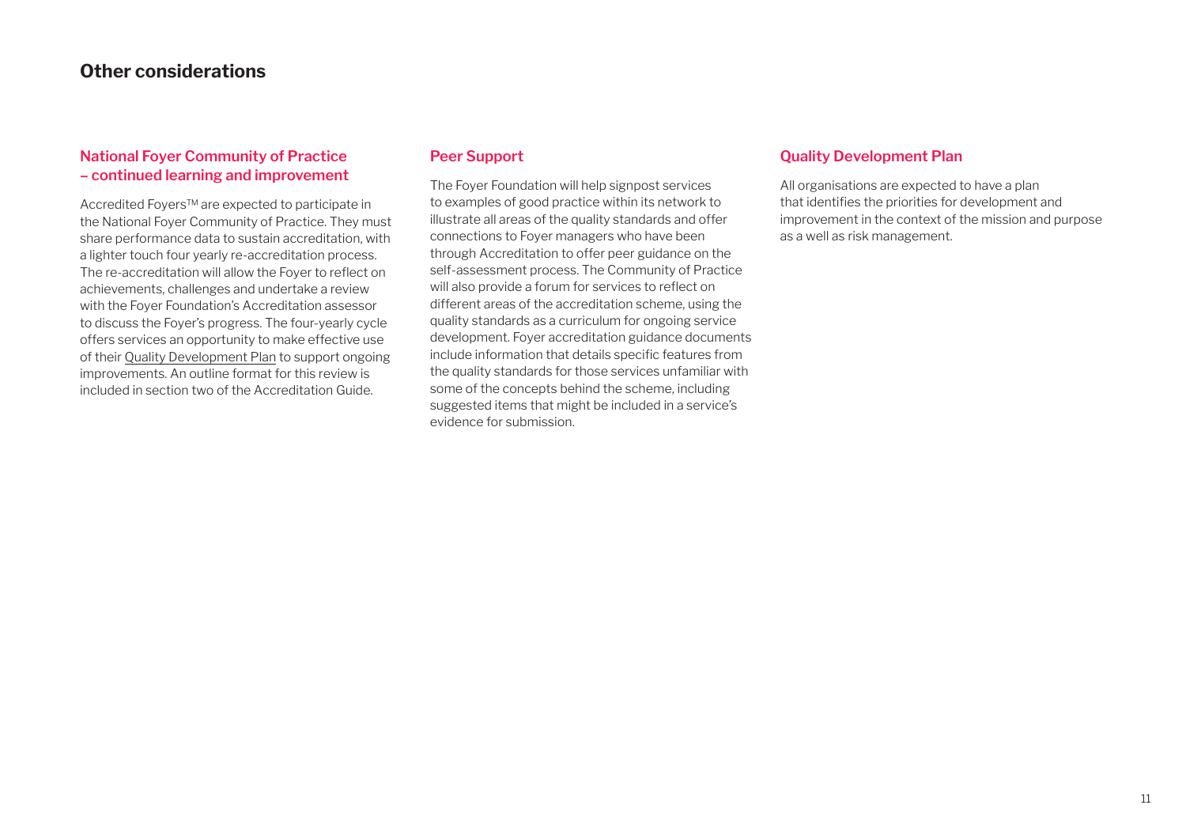## Other considerations

### National Foyer Community of Practice – continued learning and improvement

Accredited Foyers™ are expected to participate in the National Foyer Community of Practice. They must share performance data to sustain accreditation, with a lighter touch four yearly re-accreditation process. The re-accreditation will allow the Foyer to reflect on achievements, challenges and undertake a review with the Foyer Foundation's Accreditation assessor to discuss the Foyer's progress. The four-yearly cycle offers services an opportunity to make effective use of their Quality Development Plan to support ongoing improvements. An outline format for this review is included in section two of the Accreditation Guide.

### Peer Support

The Foyer Foundation will help signpost services to examples of good practice within its network to illustrate all areas of the quality standards and offer connections to Foyer managers who have been through Accreditation to offer peer guidance on the self-assessment process. The Community of Practice will also provide a forum for services to reflect on different areas of the accreditation scheme, using the quality standards as a curriculum for ongoing service development. Foyer accreditation guidance documents include information that details specific features from the quality standards for those services unfamiliar with some of the concepts behind the scheme, including suggested items that might be included in a service's evidence for submission.

### Quality Development Plan

All organisations are expected to have a plan that identifies the priorities for development and improvement in the context of the mission and purpose as a well as risk management.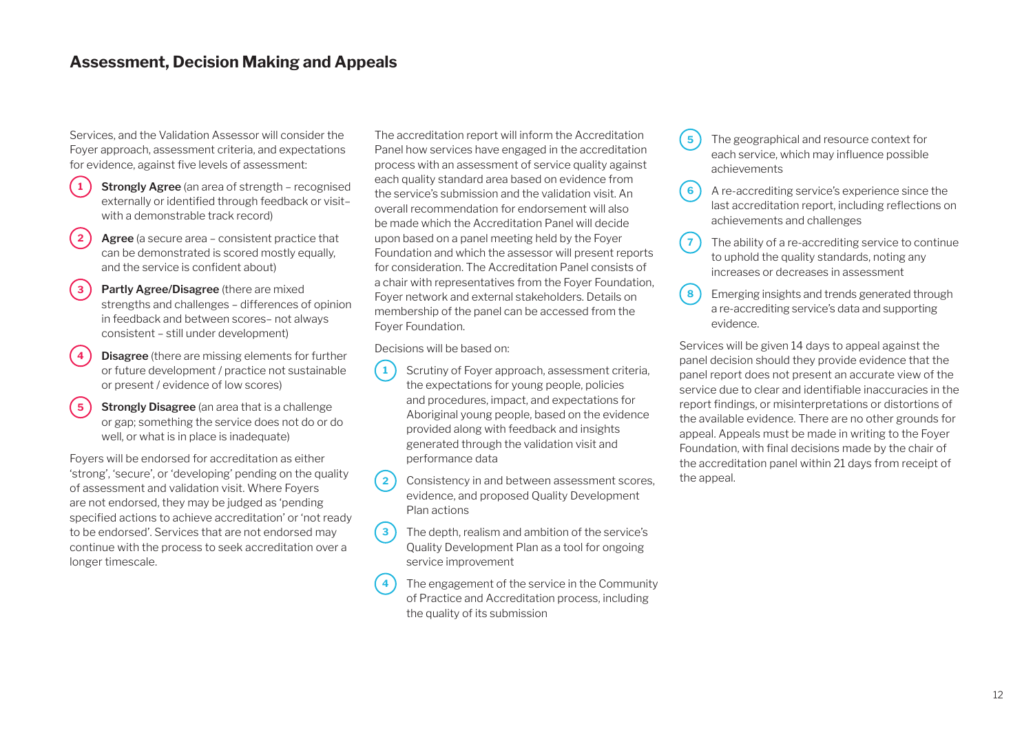## Assessment, Decision Making and Appeals

Services, and the Validation Assessor will consider the Foyer approach, assessment criteria, and expectations for evidence, against five levels of assessment:

1. **Strongly Agree** (an area of strength – recognised externally or identified through feedback or visit– with a demonstrable track record)
2. **Agree** (a secure area – consistent practice that can be demonstrated is scored mostly equally, and the service is confident about)
3. **Partly Agree/Disagree** (there are mixed strengths and challenges – differences of opinion in feedback and between scores– not always consistent – still under development)
4. **Disagree** (there are missing elements for further or future development / practice not sustainable or present / evidence of low scores)
5. **Strongly Disagree** (an area that is a challenge or gap; something the service does not do or do well, or what is in place is inadequate)

Foyers will be endorsed for accreditation as either 'strong', 'secure', or 'developing' pending on the quality of assessment and validation visit. Where Foyers are not endorsed, they may be judged as 'pending specified actions to achieve accreditation' or 'not ready to be endorsed'. Services that are not endorsed may continue with the process to seek accreditation over a longer timescale.

The accreditation report will inform the Accreditation Panel how services have engaged in the accreditation process with an assessment of service quality against each quality standard area based on evidence from the service's submission and the validation visit. An overall recommendation for endorsement will also be made which the Accreditation Panel will decide upon based on a panel meeting held by the Foyer Foundation and which the assessor will present reports for consideration. The Accreditation Panel consists of a chair with representatives from the Foyer Foundation, Foyer network and external stakeholders. Details on membership of the panel can be accessed from the Foyer Foundation.

Decisions will be based on:

1. Scrutiny of Foyer approach, assessment criteria, the expectations for young people, policies and procedures, impact, and expectations for Aboriginal young people, based on the evidence provided along with feedback and insights generated through the validation visit and performance data
2. Consistency in and between assessment scores, evidence, and proposed Quality Development Plan actions
3. The depth, realism and ambition of the service's Quality Development Plan as a tool for ongoing service improvement
4. The engagement of the service in the Community of Practice and Accreditation process, including the quality of its submission
5. The geographical and resource context for each service, which may influence possible achievements
6. A re-accrediting service's experience since the last accreditation report, including reflections on achievements and challenges
7. The ability of a re-accrediting service to continue to uphold the quality standards, noting any increases or decreases in assessment
8. Emerging insights and trends generated through a re-accrediting service's data and supporting evidence.

Services will be given 14 days to appeal against the panel decision should they provide evidence that the panel report does not present an accurate view of the service due to clear and identifiable inaccuracies in the report findings, or misinterpretations or distortions of the available evidence. There are no other grounds for appeal. Appeals must be made in writing to the Foyer Foundation, with final decisions made by the chair of the accreditation panel within 21 days from receipt of the appeal.